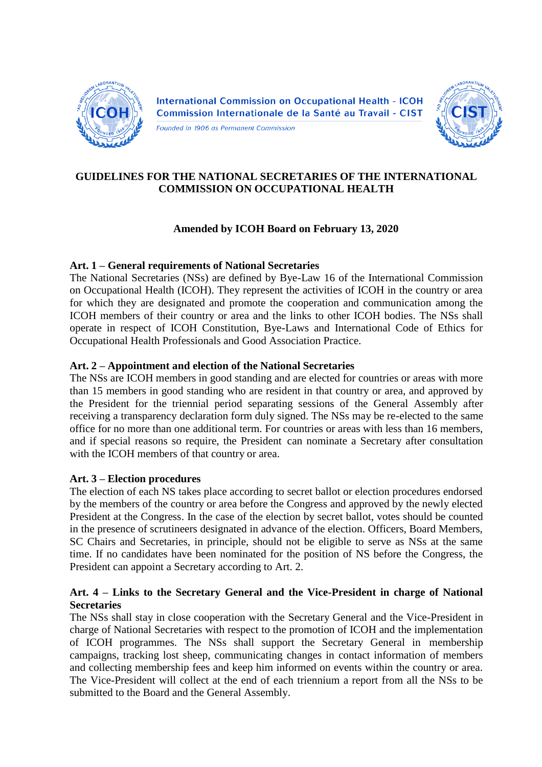International Commission on Occupational Health - ICOH
Commission Internationale de la Santé au Travail - CIST
*Founded in 1906 as Permanent Commission*

# GUIDELINES FOR THE NATIONAL SECRETARIES OF THE INTERNATIONAL COMMISSION ON OCCUPATIONAL HEALTH

**Amended by ICOH Board on February 13, 2020**

## Art. 1 – General requirements of National Secretaries

The National Secretaries (NSs) are defined by Bye-Law 16 of the International Commission on Occupational Health (ICOH). They represent the activities of ICOH in the country or area for which they are designated and promote the cooperation and communication among the ICOH members of their country or area and the links to other ICOH bodies. The NSs shall operate in respect of ICOH Constitution, Bye-Laws and International Code of Ethics for Occupational Health Professionals and Good Association Practice.

## Art. 2 – Appointment and election of the National Secretaries

The NSs are ICOH members in good standing and are elected for countries or areas with more than 15 members in good standing who are resident in that country or area, and approved by the President for the triennial period separating sessions of the General Assembly after receiving a transparency declaration form duly signed. The NSs may be re-elected to the same office for no more than one additional term. For countries or areas with less than 16 members, and if special reasons so require, the President can nominate a Secretary after consultation with the ICOH members of that country or area.

## Art. 3 – Election procedures

The election of each NS takes place according to secret ballot or election procedures endorsed by the members of the country or area before the Congress and approved by the newly elected President at the Congress. In the case of the election by secret ballot, votes should be counted in the presence of scrutineers designated in advance of the election. Officers, Board Members, SC Chairs and Secretaries, in principle, should not be eligible to serve as NSs at the same time. If no candidates have been nominated for the position of NS before the Congress, the President can appoint a Secretary according to Art. 2.

## Art. 4 – Links to the Secretary General and the Vice-President in charge of National Secretaries

The NSs shall stay in close cooperation with the Secretary General and the Vice-President in charge of National Secretaries with respect to the promotion of ICOH and the implementation of ICOH programmes. The NSs shall support the Secretary General in membership campaigns, tracking lost sheep, communicating changes in contact information of members and collecting membership fees and keep him informed on events within the country or area. The Vice-President will collect at the end of each triennium a report from all the NSs to be submitted to the Board and the General Assembly.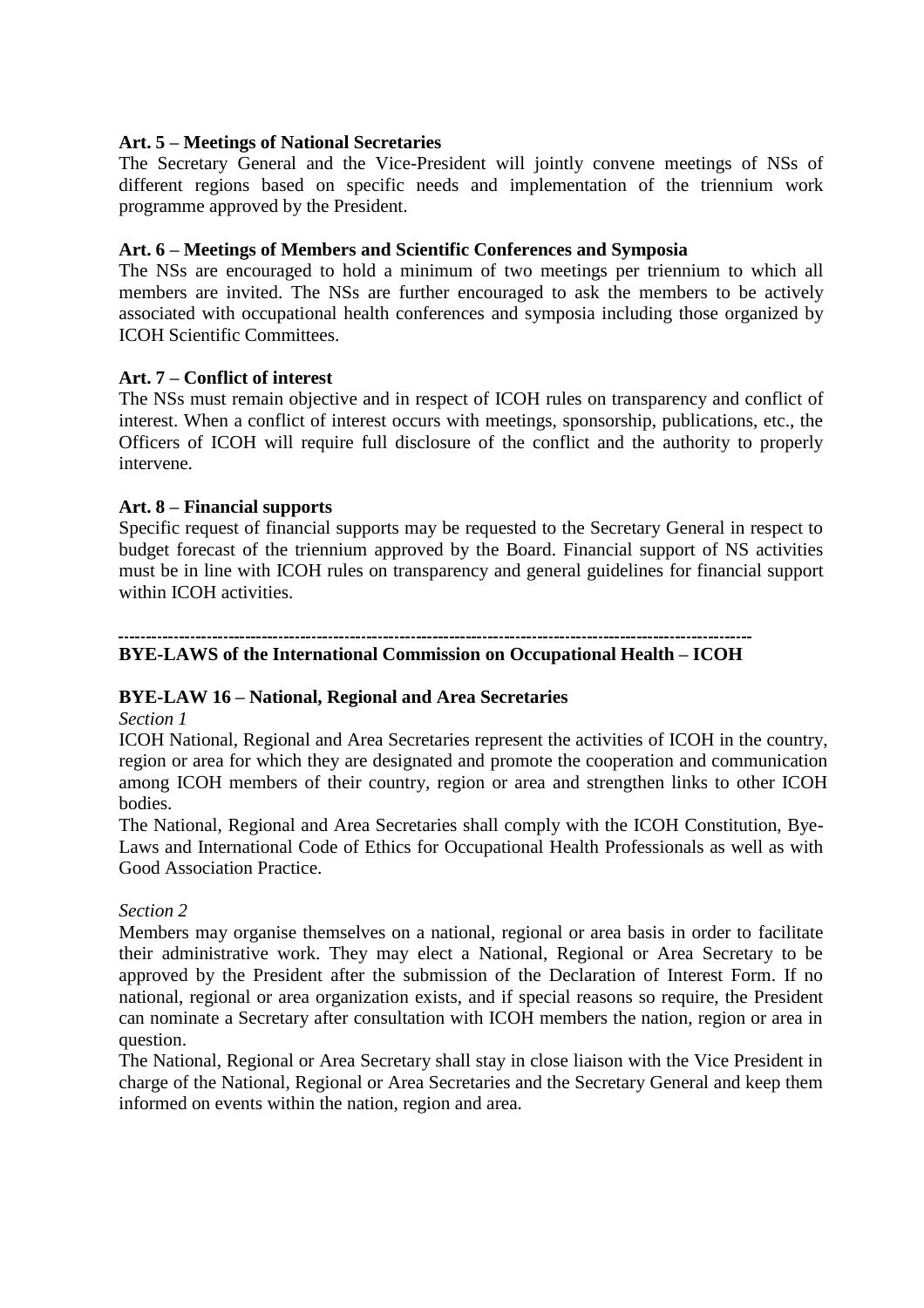**Art. 5 – Meetings of National Secretaries**

The Secretary General and the Vice-President will jointly convene meetings of NSs of different regions based on specific needs and implementation of the triennium work programme approved by the President.

**Art. 6 – Meetings of Members and Scientific Conferences and Symposia**

The NSs are encouraged to hold a minimum of two meetings per triennium to which all members are invited. The NSs are further encouraged to ask the members to be actively associated with occupational health conferences and symposia including those organized by ICOH Scientific Committees.

**Art. 7 – Conflict of interest**

The NSs must remain objective and in respect of ICOH rules on transparency and conflict of interest. When a conflict of interest occurs with meetings, sponsorship, publications, etc., the Officers of ICOH will require full disclosure of the conflict and the authority to properly intervene.

**Art. 8 – Financial supports**

Specific request of financial supports may be requested to the Secretary General in respect to budget forecast of the triennium approved by the Board. Financial support of NS activities must be in line with ICOH rules on transparency and general guidelines for financial support within ICOH activities.

---

**BYE-LAWS of the International Commission on Occupational Health – ICOH**

**BYE-LAW 16 – National, Regional and Area Secretaries**

*Section 1*

ICOH National, Regional and Area Secretaries represent the activities of ICOH in the country, region or area for which they are designated and promote the cooperation and communication among ICOH members of their country, region or area and strengthen links to other ICOH bodies.

The National, Regional and Area Secretaries shall comply with the ICOH Constitution, Bye-Laws and International Code of Ethics for Occupational Health Professionals as well as with Good Association Practice.

*Section 2*

Members may organise themselves on a national, regional or area basis in order to facilitate their administrative work. They may elect a National, Regional or Area Secretary to be approved by the President after the submission of the Declaration of Interest Form. If no national, regional or area organization exists, and if special reasons so require, the President can nominate a Secretary after consultation with ICOH members the nation, region or area in question.

The National, Regional or Area Secretary shall stay in close liaison with the Vice President in charge of the National, Regional or Area Secretaries and the Secretary General and keep them informed on events within the nation, region and area.